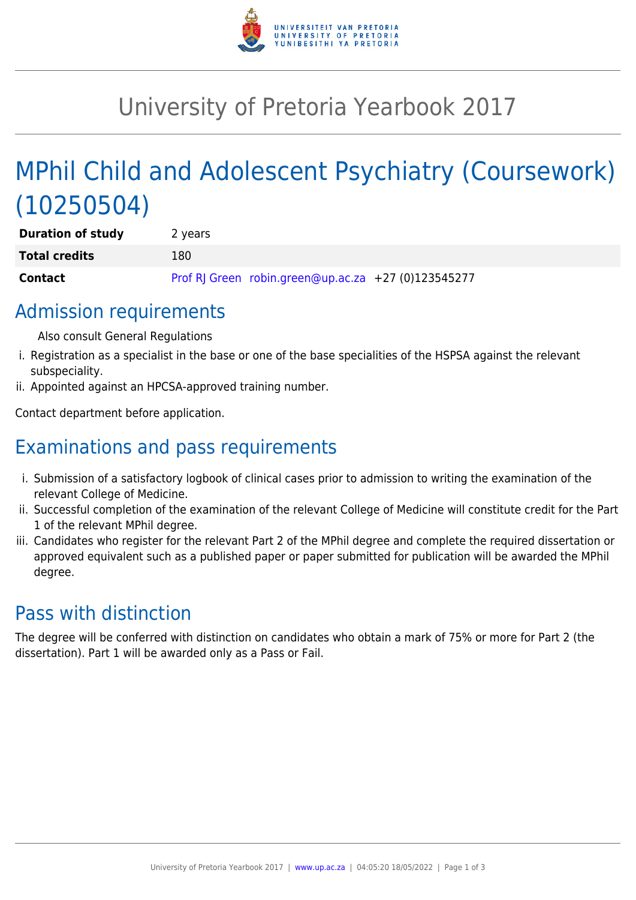# University of Pretoria Yearbook 2017

## MPhil Child and Adolescent Psychiatry (Coursework) (10250504)

| | |
|---|---|
| **Duration of study** | 2 years |
| **Total credits** | 180 |
| **Contact** | Prof RJ Green robin.green@up.ac.za +27 (0)123545277 |

## Admission requirements

Also consult General Regulations

i. Registration as a specialist in the base or one of the base specialities of the HSPSA against the relevant subspeciality.
ii. Appointed against an HPCSA-approved training number.

Contact department before application.

## Examinations and pass requirements

i. Submission of a satisfactory logbook of clinical cases prior to admission to writing the examination of the relevant College of Medicine.
ii. Successful completion of the examination of the relevant College of Medicine will constitute credit for the Part 1 of the relevant MPhil degree.
iii. Candidates who register for the relevant Part 2 of the MPhil degree and complete the required dissertation or approved equivalent such as a published paper or paper submitted for publication will be awarded the MPhil degree.

## Pass with distinction

The degree will be conferred with distinction on candidates who obtain a mark of 75% or more for Part 2 (the dissertation). Part 1 will be awarded only as a Pass or Fail.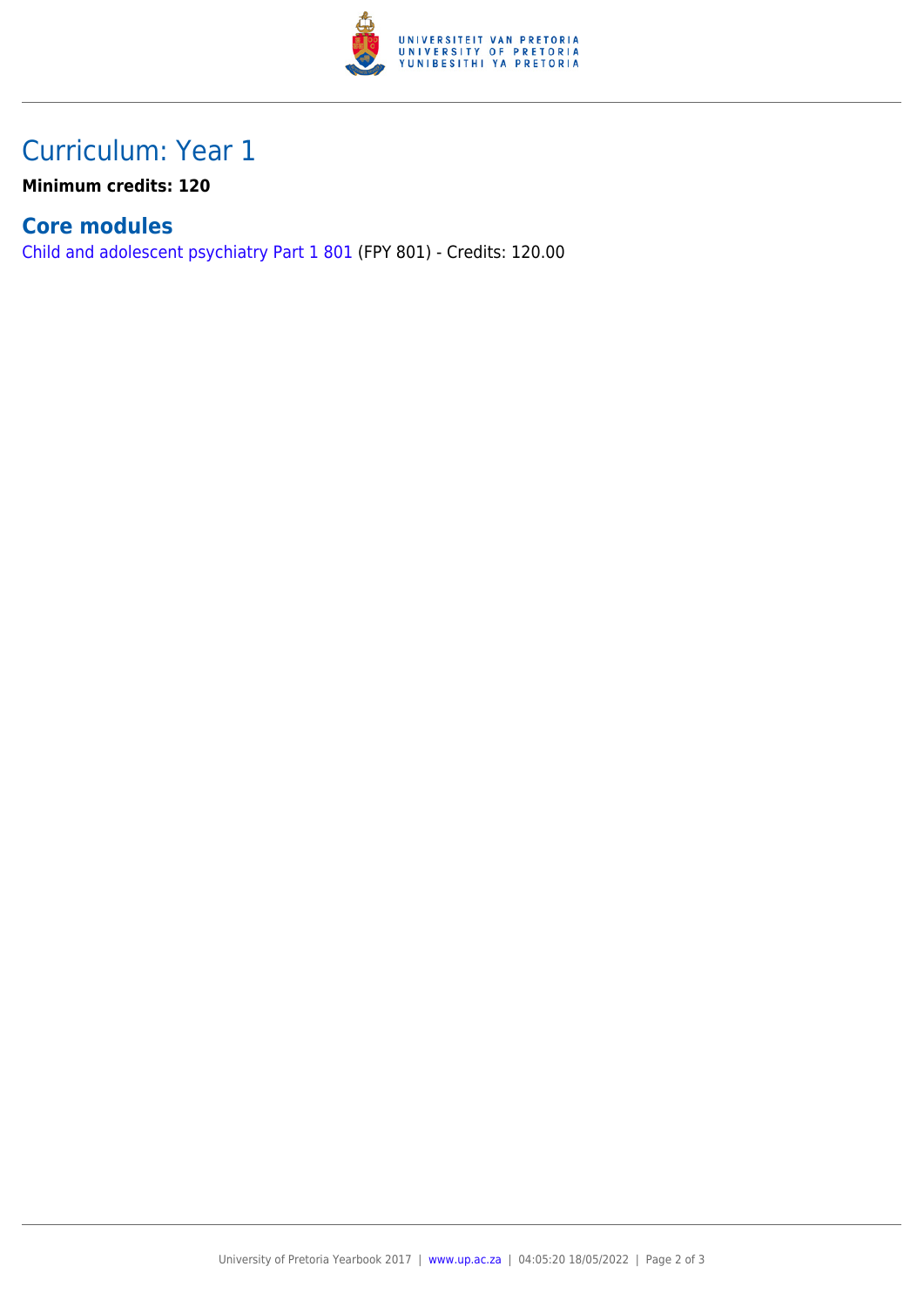# Curriculum: Year 1

**Minimum credits: 120**

## Core modules

Child and adolescent psychiatry Part 1 801 (FPY 801) - Credits: 120.00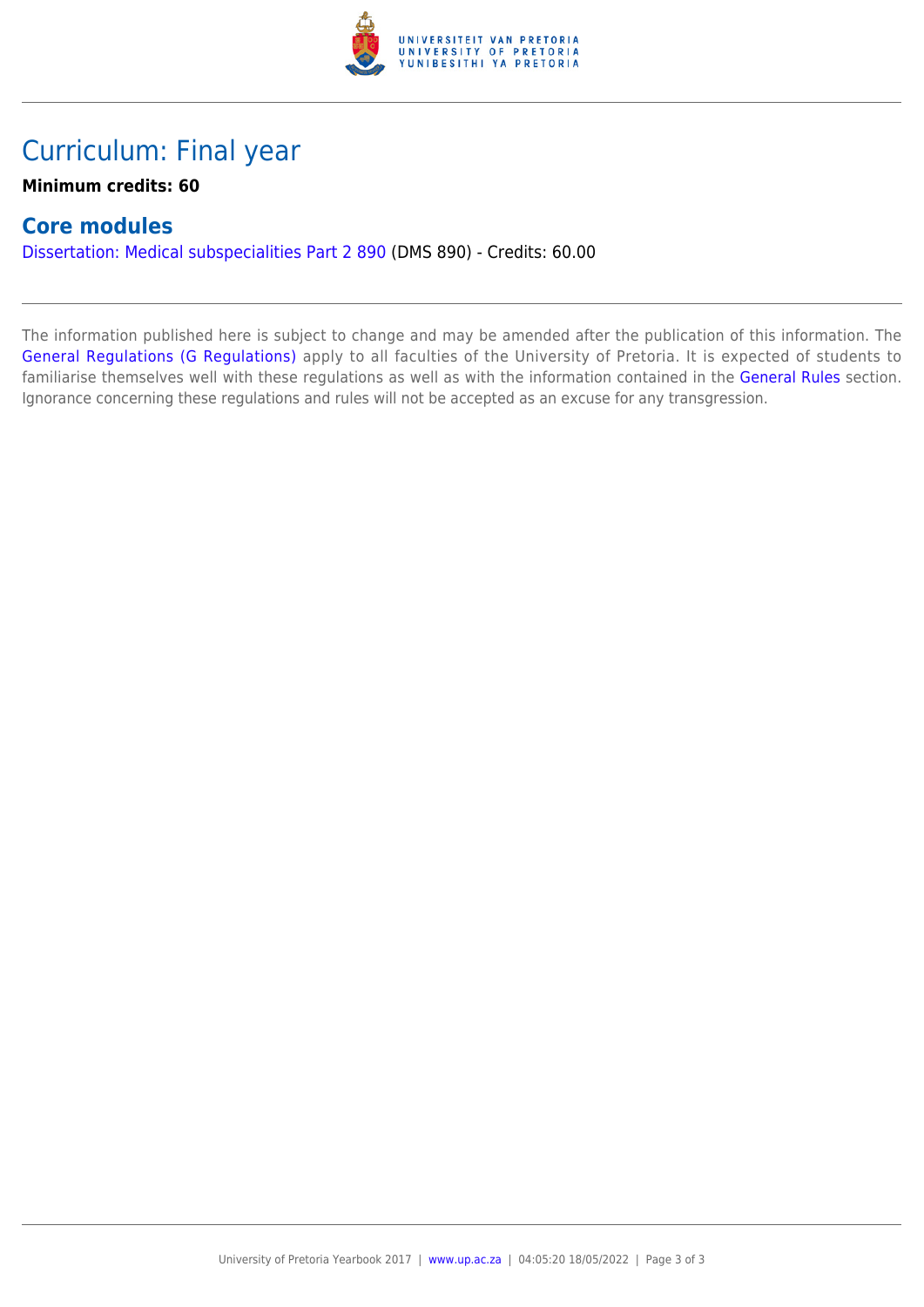## Curriculum: Final year

**Minimum credits: 60**

### Core modules

Dissertation: Medical subspecialities Part 2 890 (DMS 890) - Credits: 60.00

The information published here is subject to change and may be amended after the publication of this information. The General Regulations (G Regulations) apply to all faculties of the University of Pretoria. It is expected of students to familiarise themselves well with these regulations as well as with the information contained in the General Rules section. Ignorance concerning these regulations and rules will not be accepted as an excuse for any transgression.